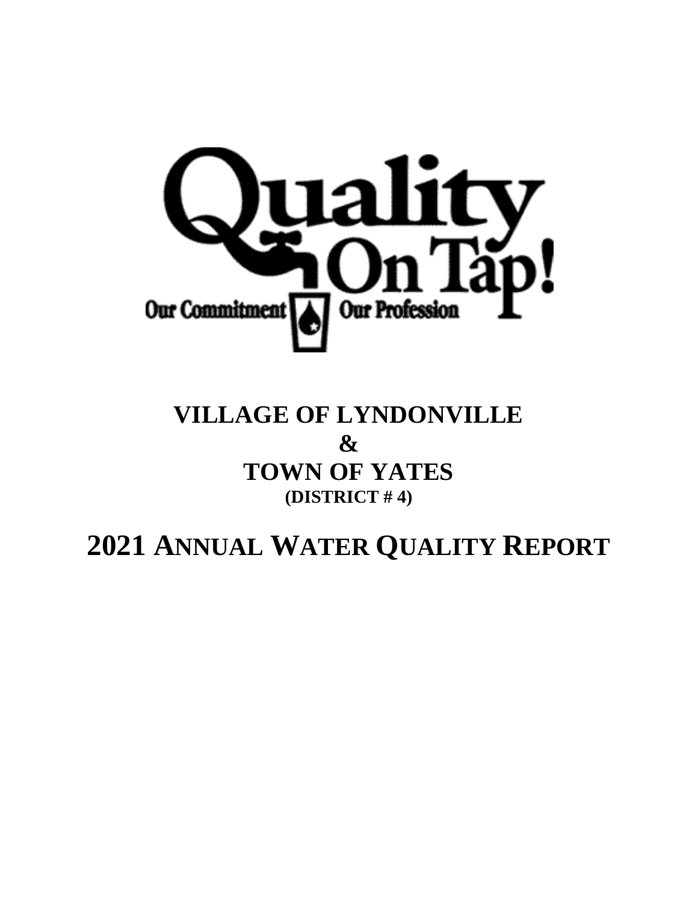Quality On Tap!

Our Commitment Our Profession

# VILLAGE OF LYNDONVILLE
# &
# TOWN OF YATES
### (DISTRICT # 4)

# 2021 ANNUAL WATER QUALITY REPORT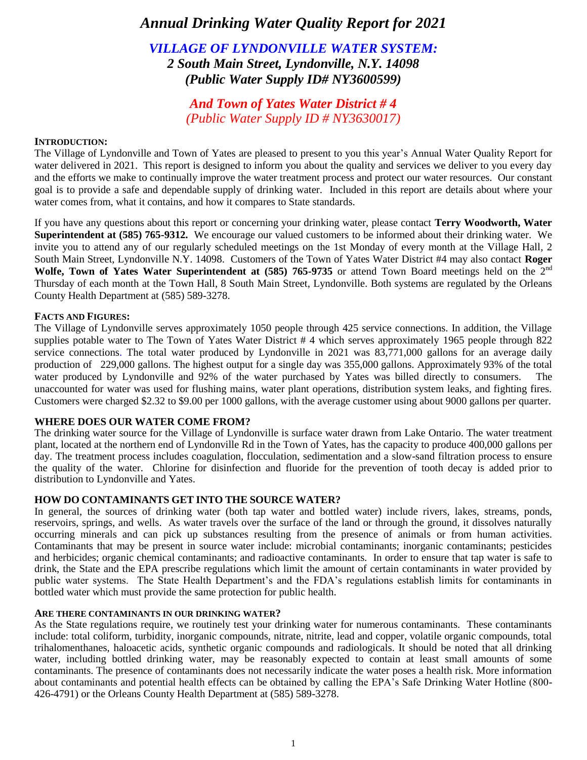# *Annual Drinking Water Quality Report for 2021*

## *VILLAGE OF LYNDONVILLE WATER SYSTEM:*
## *2 South Main Street, Lyndonville, N.Y. 14098*
## *(Public Water Supply ID# NY3600599)*

## *And Town of Yates Water District # 4*
## *(Public Water Supply ID # NY3630017)*

**INTRODUCTION:**

The Village of Lyndonville and Town of Yates are pleased to present to you this year's Annual Water Quality Report for water delivered in 2021. This report is designed to inform you about the quality and services we deliver to you every day and the efforts we make to continually improve the water treatment process and protect our water resources. Our constant goal is to provide a safe and dependable supply of drinking water. Included in this report are details about where your water comes from, what it contains, and how it compares to State standards.

If you have any questions about this report or concerning your drinking water, please contact **Terry Woodworth, Water Superintendent at (585) 765-9312.** We encourage our valued customers to be informed about their drinking water. We invite you to attend any of our regularly scheduled meetings on the 1st Monday of every month at the Village Hall, 2 South Main Street, Lyndonville N.Y. 14098. Customers of the Town of Yates Water District #4 may also contact **Roger Wolfe, Town of Yates Water Superintendent at (585) 765-9735** or attend Town Board meetings held on the 2nd Thursday of each month at the Town Hall, 8 South Main Street, Lyndonville. Both systems are regulated by the Orleans County Health Department at (585) 589-3278.

**FACTS AND FIGURES:**

The Village of Lyndonville serves approximately 1050 people through 425 service connections. In addition, the Village supplies potable water to The Town of Yates Water District # 4 which serves approximately 1965 people through 822 service connections. The total water produced by Lyndonville in 2021 was 83,771,000 gallons for an average daily production of 229,000 gallons. The highest output for a single day was 355,000 gallons. Approximately 93% of the total water produced by Lyndonville and 92% of the water purchased by Yates was billed directly to consumers. The unaccounted for water was used for flushing mains, water plant operations, distribution system leaks, and fighting fires. Customers were charged $2.32 to $9.00 per 1000 gallons, with the average customer using about 9000 gallons per quarter.

**WHERE DOES OUR WATER COME FROM?**

The drinking water source for the Village of Lyndonville is surface water drawn from Lake Ontario. The water treatment plant, located at the northern end of Lyndonville Rd in the Town of Yates, has the capacity to produce 400,000 gallons per day. The treatment process includes coagulation, flocculation, sedimentation and a slow-sand filtration process to ensure the quality of the water. Chlorine for disinfection and fluoride for the prevention of tooth decay is added prior to distribution to Lyndonville and Yates.

**HOW DO CONTAMINANTS GET INTO THE SOURCE WATER?**

In general, the sources of drinking water (both tap water and bottled water) include rivers, lakes, streams, ponds, reservoirs, springs, and wells. As water travels over the surface of the land or through the ground, it dissolves naturally occurring minerals and can pick up substances resulting from the presence of animals or from human activities. Contaminants that may be present in source water include: microbial contaminants; inorganic contaminants; pesticides and herbicides; organic chemical contaminants; and radioactive contaminants. In order to ensure that tap water is safe to drink, the State and the EPA prescribe regulations which limit the amount of certain contaminants in water provided by public water systems. The State Health Department's and the FDA's regulations establish limits for contaminants in bottled water which must provide the same protection for public health.

**ARE THERE CONTAMINANTS IN OUR DRINKING WATER?**

As the State regulations require, we routinely test your drinking water for numerous contaminants. These contaminants include: total coliform, turbidity, inorganic compounds, nitrate, nitrite, lead and copper, volatile organic compounds, total trihalomenthanes, haloacetic acids, synthetic organic compounds and radiologicals. It should be noted that all drinking water, including bottled drinking water, may be reasonably expected to contain at least small amounts of some contaminants. The presence of contaminants does not necessarily indicate the water poses a health risk. More information about contaminants and potential health effects can be obtained by calling the EPA's Safe Drinking Water Hotline (800-426-4791) or the Orleans County Health Department at (585) 589-3278.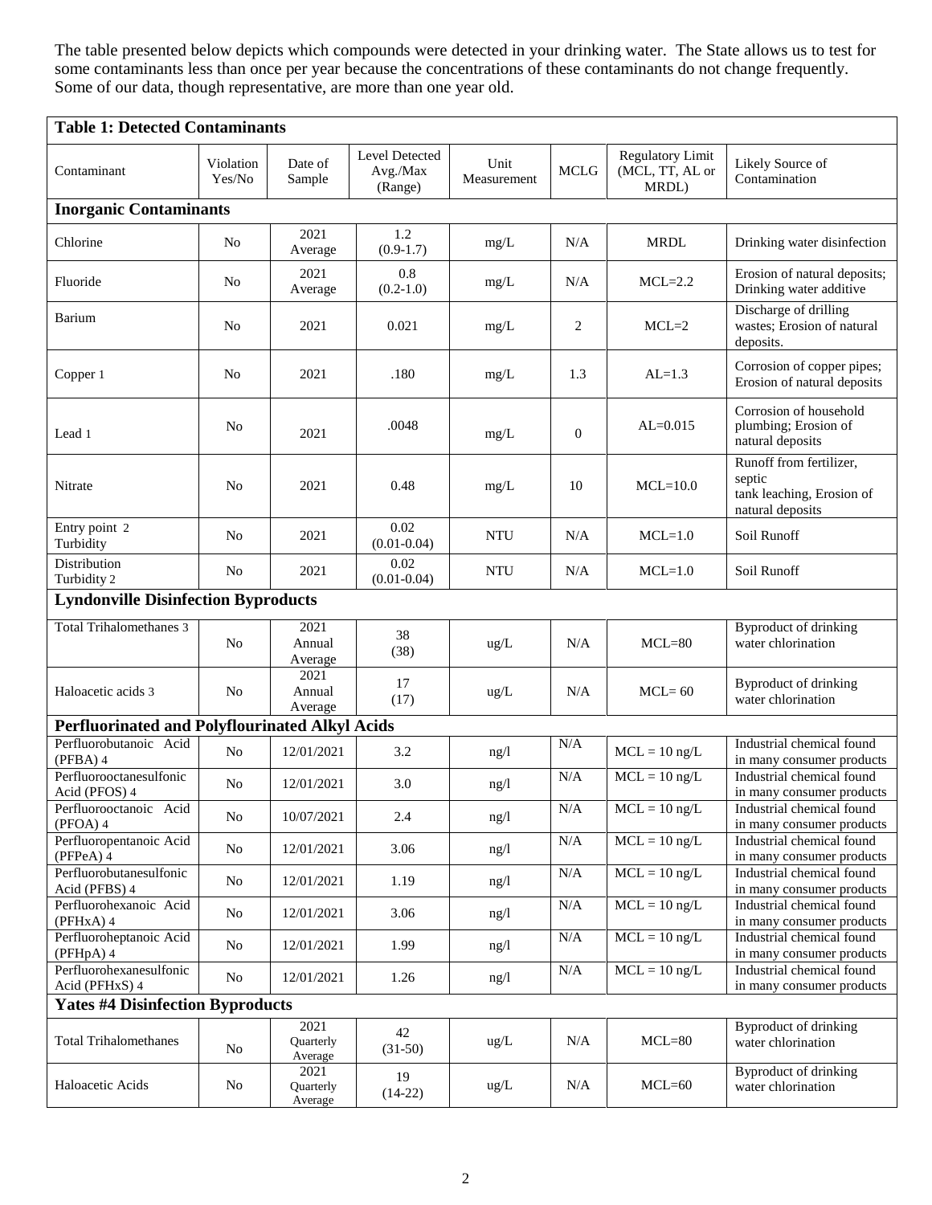The table presented below depicts which compounds were detected in your drinking water. The State allows us to test for some contaminants less than once per year because the concentrations of these contaminants do not change frequently. Some of our data, though representative, are more than one year old.

| **Table 1: Detected Contaminants** | | | | | | | |
|---|---|---|---|---|---|---|---|
| Contaminant | Violation Yes/No | Date of Sample | Level Detected Avg./Max (Range) | Unit Measurement | MCLG | Regulatory Limit (MCL, TT, AL or MRDL) | Likely Source of Contamination |
| **Inorganic Contaminants** | | | | | | | |
| Chlorine | No | 2021 Average | 1.2 (0.9-1.7) | mg/L | N/A | MRDL | Drinking water disinfection |
| Fluoride | No | 2021 Average | 0.8 (0.2-1.0) | mg/L | N/A | MCL=2.2 | Erosion of natural deposits; Drinking water additive |
| Barium | No | 2021 | 0.021 | mg/L | 2 | MCL=2 | Discharge of drilling wastes; Erosion of natural deposits. |
| Copper 1 | No | 2021 | .180 | mg/L | 1.3 | AL=1.3 | Corrosion of copper pipes; Erosion of natural deposits |
| Lead 1 | No | 2021 | .0048 | mg/L | 0 | AL=0.015 | Corrosion of household plumbing; Erosion of natural deposits |
| Nitrate | No | 2021 | 0.48 | mg/L | 10 | MCL=10.0 | Runoff from fertilizer, septic tank leaching, Erosion of natural deposits |
| Entry point 2 Turbidity | No | 2021 | 0.02 (0.01-0.04) | NTU | N/A | MCL=1.0 | Soil Runoff |
| Distribution Turbidity 2 | No | 2021 | 0.02 (0.01-0.04) | NTU | N/A | MCL=1.0 | Soil Runoff |
| **Lyndonville Disinfection Byproducts** | | | | | | | |
| Total Trihalomethanes 3 | No | 2021 Annual Average | 38 (38) | ug/L | N/A | MCL=80 | Byproduct of drinking water chlorination |
| Haloacetic acids 3 | No | 2021 Annual Average | 17 (17) | ug/L | N/A | MCL= 60 | Byproduct of drinking water chlorination |
| **Perfluorinated and Polyflourinated Alkyl Acids** | | | | | | | |
| Perfluorobutanoic Acid (PFBA) 4 | No | 12/01/2021 | 3.2 | ng/l | N/A | MCL = 10 ng/L | Industrial chemical found in many consumer products |
| Perfluorooctanesulfonic Acid (PFOS) 4 | No | 12/01/2021 | 3.0 | ng/l | N/A | MCL = 10 ng/L | Industrial chemical found in many consumer products |
| Perfluorooctanoic Acid (PFOA) 4 | No | 10/07/2021 | 2.4 | ng/l | N/A | MCL = 10 ng/L | Industrial chemical found in many consumer products |
| Perfluoropentanoic Acid (PFPeA) 4 | No | 12/01/2021 | 3.06 | ng/l | N/A | MCL = 10 ng/L | Industrial chemical found in many consumer products |
| Perfluorobutanesulfonic Acid (PFBS) 4 | No | 12/01/2021 | 1.19 | ng/l | N/A | MCL = 10 ng/L | Industrial chemical found in many consumer products |
| Perfluorohexanoic Acid (PFHxA) 4 | No | 12/01/2021 | 3.06 | ng/l | N/A | MCL = 10 ng/L | Industrial chemical found in many consumer products |
| Perfluoroheptanoic Acid (PFHpA) 4 | No | 12/01/2021 | 1.99 | ng/l | N/A | MCL = 10 ng/L | Industrial chemical found in many consumer products |
| Perfluorohexanesulfonic Acid (PFHxS) 4 | No | 12/01/2021 | 1.26 | ng/l | N/A | MCL = 10 ng/L | Industrial chemical found in many consumer products |
| **Yates #4 Disinfection Byproducts** | | | | | | | |
| Total Trihalomethanes | No | 2021 Quarterly Average | 42 (31-50) | ug/L | N/A | MCL=80 | Byproduct of drinking water chlorination |
| Haloacetic Acids | No | 2021 Quarterly Average | 19 (14-22) | ug/L | N/A | MCL=60 | Byproduct of drinking water chlorination |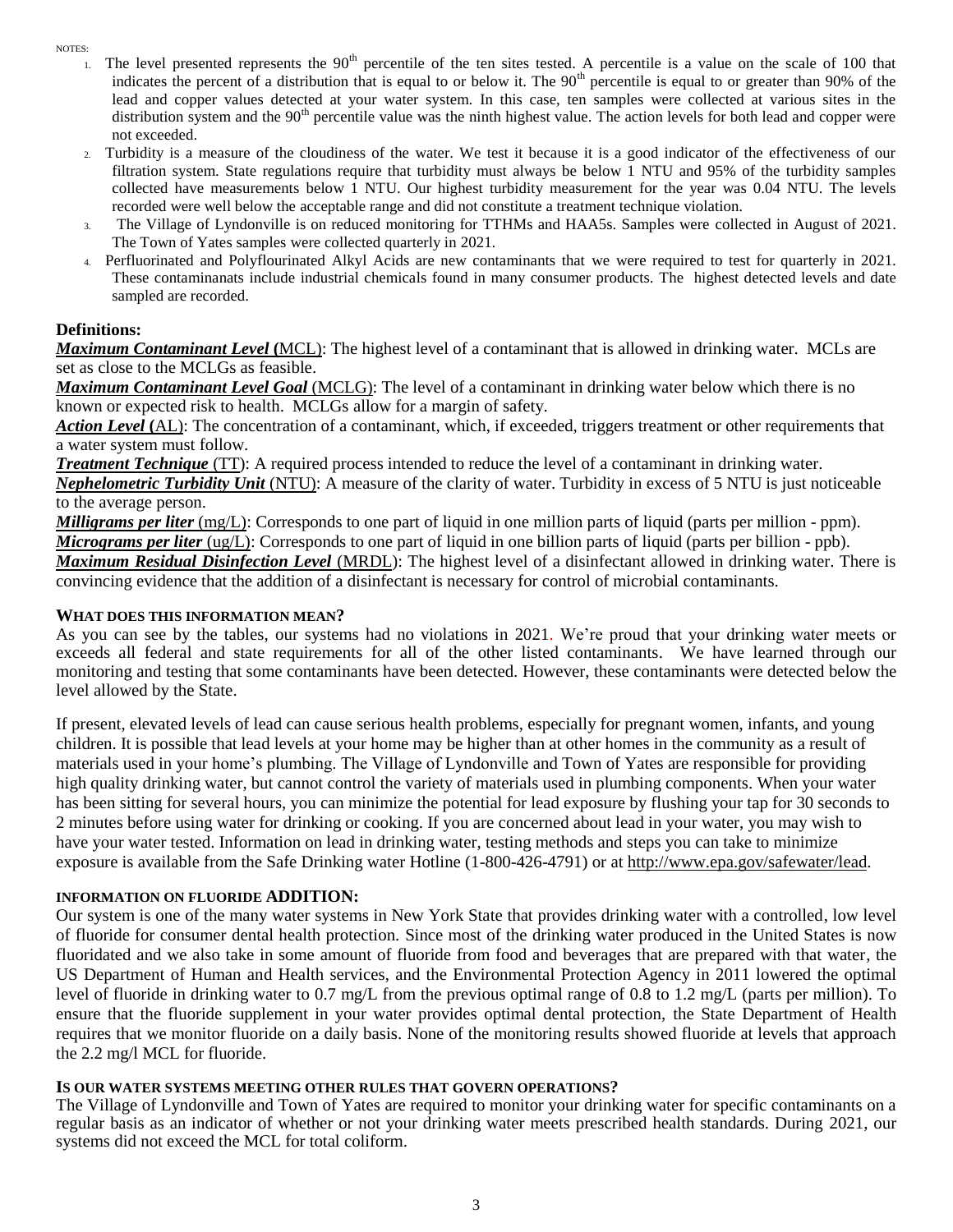NOTES:

1. The level presented represents the 90th percentile of the ten sites tested. A percentile is a value on the scale of 100 that indicates the percent of a distribution that is equal to or below it. The 90th percentile is equal to or greater than 90% of the lead and copper values detected at your water system. In this case, ten samples were collected at various sites in the distribution system and the 90th percentile value was the ninth highest value. The action levels for both lead and copper were not exceeded.
2. Turbidity is a measure of the cloudiness of the water. We test it because it is a good indicator of the effectiveness of our filtration system. State regulations require that turbidity must always be below 1 NTU and 95% of the turbidity samples collected have measurements below 1 NTU. Our highest turbidity measurement for the year was 0.04 NTU. The levels recorded were well below the acceptable range and did not constitute a treatment technique violation.
3. The Village of Lyndonville is on reduced monitoring for TTHMs and HAA5s. Samples were collected in August of 2021. The Town of Yates samples were collected quarterly in 2021.
4. Perfluorinated and Polyflourinated Alkyl Acids are new contaminants that we were required to test for quarterly in 2021. These contaminanats include industrial chemicals found in many consumer products. The highest detected levels and date sampled are recorded.

## Definitions:

***Maximum Contaminant Level*** **(**MCL): The highest level of a contaminant that is allowed in drinking water. MCLs are set as close to the MCLGs as feasible.

***Maximum Contaminant Level Goal*** (MCLG): The level of a contaminant in drinking water below which there is no known or expected risk to health. MCLGs allow for a margin of safety.

***Action Level*** **(**AL): The concentration of a contaminant, which, if exceeded, triggers treatment or other requirements that a water system must follow.

***Treatment Technique*** (TT): A required process intended to reduce the level of a contaminant in drinking water.

***Nephelometric Turbidity Unit*** (NTU): A measure of the clarity of water. Turbidity in excess of 5 NTU is just noticeable to the average person.

***Milligrams per liter*** (mg/L): Corresponds to one part of liquid in one million parts of liquid (parts per million - ppm).

***Micrograms per liter*** (ug/L): Corresponds to one part of liquid in one billion parts of liquid (parts per billion - ppb).

***Maximum Residual Disinfection Level*** (MRDL): The highest level of a disinfectant allowed in drinking water. There is convincing evidence that the addition of a disinfectant is necessary for control of microbial contaminants.

## WHAT DOES THIS INFORMATION MEAN?

As you can see by the tables, our systems had no violations in 2021. We're proud that your drinking water meets or exceeds all federal and state requirements for all of the other listed contaminants. We have learned through our monitoring and testing that some contaminants have been detected. However, these contaminants were detected below the level allowed by the State.

If present, elevated levels of lead can cause serious health problems, especially for pregnant women, infants, and young children. It is possible that lead levels at your home may be higher than at other homes in the community as a result of materials used in your home's plumbing. The Village of Lyndonville and Town of Yates are responsible for providing high quality drinking water, but cannot control the variety of materials used in plumbing components. When your water has been sitting for several hours, you can minimize the potential for lead exposure by flushing your tap for 30 seconds to 2 minutes before using water for drinking or cooking. If you are concerned about lead in your water, you may wish to have your water tested. Information on lead in drinking water, testing methods and steps you can take to minimize exposure is available from the Safe Drinking water Hotline (1-800-426-4791) or at http://www.epa.gov/safewater/lead.

## INFORMATION ON FLUORIDE ADDITION:

Our system is one of the many water systems in New York State that provides drinking water with a controlled, low level of fluoride for consumer dental health protection. Since most of the drinking water produced in the United States is now fluoridated and we also take in some amount of fluoride from food and beverages that are prepared with that water, the US Department of Human and Health services, and the Environmental Protection Agency in 2011 lowered the optimal level of fluoride in drinking water to 0.7 mg/L from the previous optimal range of 0.8 to 1.2 mg/L (parts per million). To ensure that the fluoride supplement in your water provides optimal dental protection, the State Department of Health requires that we monitor fluoride on a daily basis. None of the monitoring results showed fluoride at levels that approach the 2.2 mg/l MCL for fluoride.

## IS OUR WATER SYSTEMS MEETING OTHER RULES THAT GOVERN OPERATIONS?

The Village of Lyndonville and Town of Yates are required to monitor your drinking water for specific contaminants on a regular basis as an indicator of whether or not your drinking water meets prescribed health standards. During 2021, our systems did not exceed the MCL for total coliform.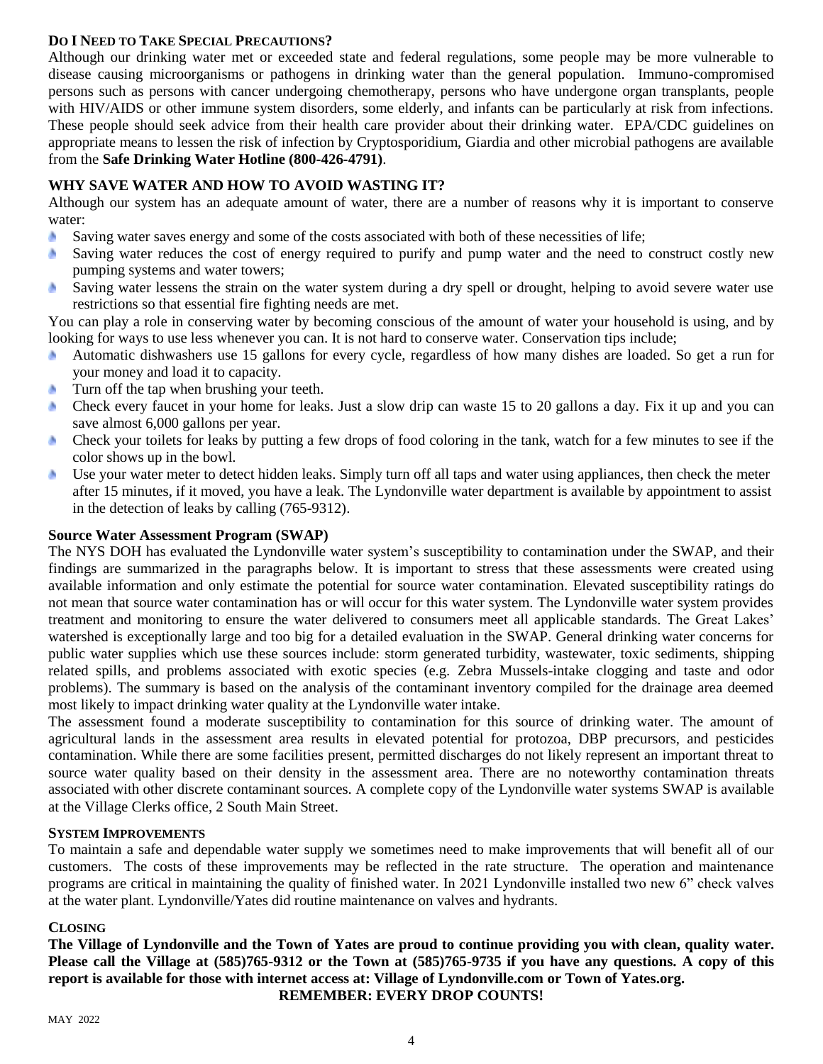### DO I NEED TO TAKE SPECIAL PRECAUTIONS?

Although our drinking water met or exceeded state and federal regulations, some people may be more vulnerable to disease causing microorganisms or pathogens in drinking water than the general population. Immuno-compromised persons such as persons with cancer undergoing chemotherapy, persons who have undergone organ transplants, people with HIV/AIDS or other immune system disorders, some elderly, and infants can be particularly at risk from infections. These people should seek advice from their health care provider about their drinking water. EPA/CDC guidelines on appropriate means to lessen the risk of infection by Cryptosporidium, Giardia and other microbial pathogens are available from the **Safe Drinking Water Hotline (800-426-4791)**.

### WHY SAVE WATER AND HOW TO AVOID WASTING IT?

Although our system has an adequate amount of water, there are a number of reasons why it is important to conserve water:

- Saving water saves energy and some of the costs associated with both of these necessities of life;
- Saving water reduces the cost of energy required to purify and pump water and the need to construct costly new pumping systems and water towers;
- Saving water lessens the strain on the water system during a dry spell or drought, helping to avoid severe water use restrictions so that essential fire fighting needs are met.

You can play a role in conserving water by becoming conscious of the amount of water your household is using, and by looking for ways to use less whenever you can. It is not hard to conserve water. Conservation tips include;

- Automatic dishwashers use 15 gallons for every cycle, regardless of how many dishes are loaded. So get a run for your money and load it to capacity.
- Turn off the tap when brushing your teeth.
- Check every faucet in your home for leaks. Just a slow drip can waste 15 to 20 gallons a day. Fix it up and you can save almost 6,000 gallons per year.
- Check your toilets for leaks by putting a few drops of food coloring in the tank, watch for a few minutes to see if the color shows up in the bowl.
- Use your water meter to detect hidden leaks. Simply turn off all taps and water using appliances, then check the meter after 15 minutes, if it moved, you have a leak. The Lyndonville water department is available by appointment to assist in the detection of leaks by calling (765-9312).

### Source Water Assessment Program (SWAP)

The NYS DOH has evaluated the Lyndonville water system's susceptibility to contamination under the SWAP, and their findings are summarized in the paragraphs below. It is important to stress that these assessments were created using available information and only estimate the potential for source water contamination. Elevated susceptibility ratings do not mean that source water contamination has or will occur for this water system. The Lyndonville water system provides treatment and monitoring to ensure the water delivered to consumers meet all applicable standards. The Great Lakes' watershed is exceptionally large and too big for a detailed evaluation in the SWAP. General drinking water concerns for public water supplies which use these sources include: storm generated turbidity, wastewater, toxic sediments, shipping related spills, and problems associated with exotic species (e.g. Zebra Mussels-intake clogging and taste and odor problems). The summary is based on the analysis of the contaminant inventory compiled for the drainage area deemed most likely to impact drinking water quality at the Lyndonville water intake.

The assessment found a moderate susceptibility to contamination for this source of drinking water. The amount of agricultural lands in the assessment area results in elevated potential for protozoa, DBP precursors, and pesticides contamination. While there are some facilities present, permitted discharges do not likely represent an important threat to source water quality based on their density in the assessment area. There are no noteworthy contamination threats associated with other discrete contaminant sources. A complete copy of the Lyndonville water systems SWAP is available at the Village Clerks office, 2 South Main Street.

### SYSTEM IMPROVEMENTS

To maintain a safe and dependable water supply we sometimes need to make improvements that will benefit all of our customers. The costs of these improvements may be reflected in the rate structure. The operation and maintenance programs are critical in maintaining the quality of finished water. In 2021 Lyndonville installed two new 6" check valves at the water plant. Lyndonville/Yates did routine maintenance on valves and hydrants.

### CLOSING

**The Village of Lyndonville and the Town of Yates are proud to continue providing you with clean, quality water. Please call the Village at (585)765-9312 or the Town at (585)765-9735 if you have any questions. A copy of this report is available for those with internet access at: Village of Lyndonville.com or Town of Yates.org.**

**REMEMBER: EVERY DROP COUNTS!**

MAY 2022